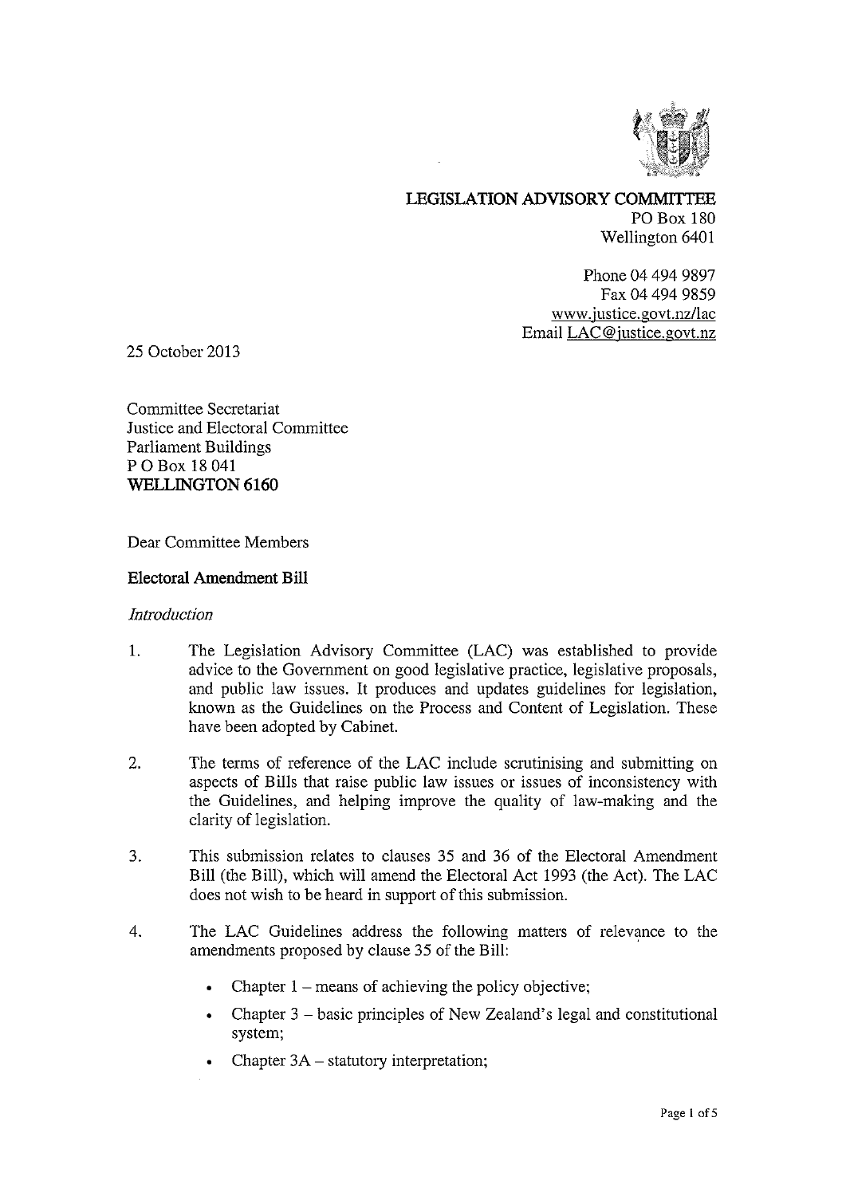**LEGISLATION ADVISORY COMMITTEE**
PO Box 180
Wellington 6401

Phone 04 494 9897
Fax 04 494 9859
www.justice.govt.nz/lac
Email LAC@justice.govt.nz

25 October 2013

Committee Secretariat
Justice and Electoral Committee
Parliament Buildings
P O Box 18 041
**WELLINGTON 6160**

Dear Committee Members

**Electoral Amendment Bill**

*Introduction*

1. The Legislation Advisory Committee (LAC) was established to provide advice to the Government on good legislative practice, legislative proposals, and public law issues. It produces and updates guidelines for legislation, known as the Guidelines on the Process and Content of Legislation. These have been adopted by Cabinet.

2. The terms of reference of the LAC include scrutinising and submitting on aspects of Bills that raise public law issues or issues of inconsistency with the Guidelines, and helping improve the quality of law-making and the clarity of legislation.

3. This submission relates to clauses 35 and 36 of the Electoral Amendment Bill (the Bill), which will amend the Electoral Act 1993 (the Act). The LAC does not wish to be heard in support of this submission.

4. The LAC Guidelines address the following matters of relevance to the amendments proposed by clause 35 of the Bill:

   - Chapter 1 – means of achieving the policy objective;
   - Chapter 3 – basic principles of New Zealand's legal and constitutional system;
   - Chapter 3A – statutory interpretation;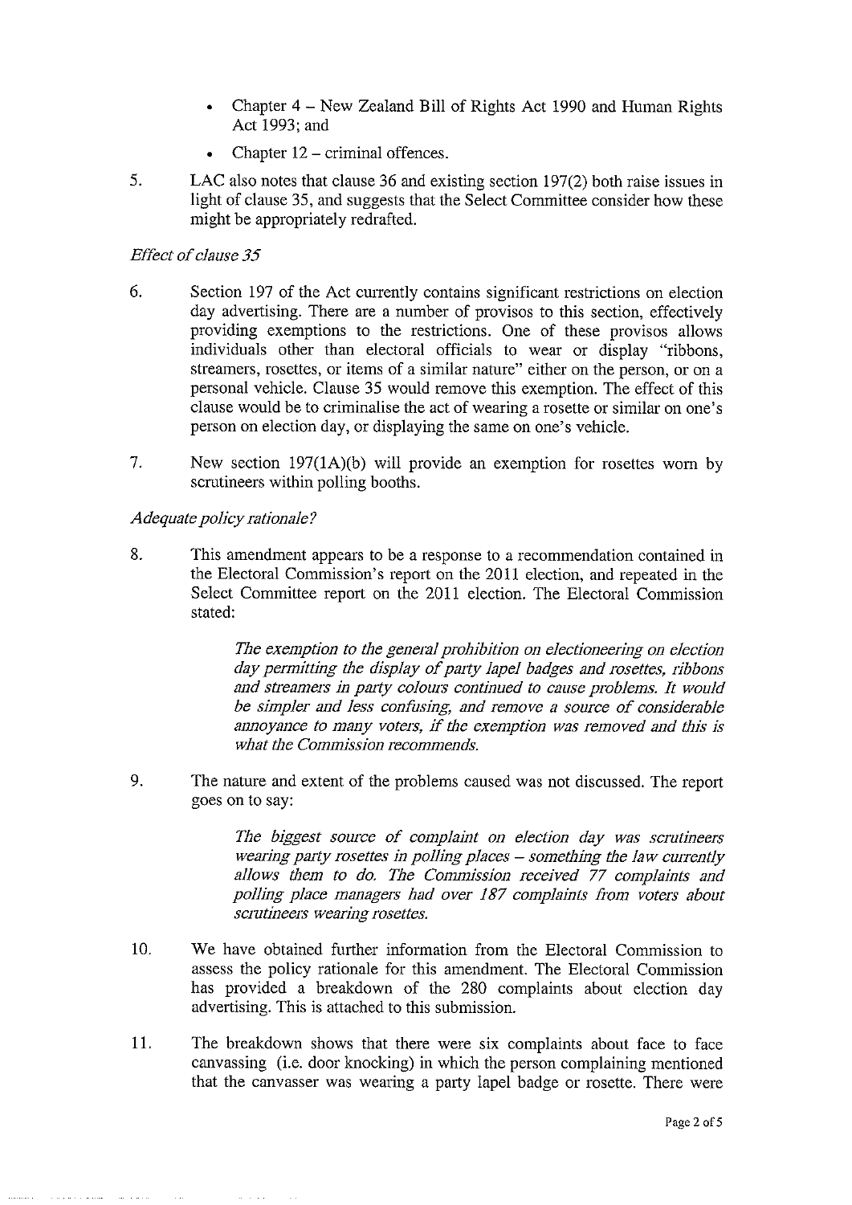- Chapter 4 – New Zealand Bill of Rights Act 1990 and Human Rights Act 1993; and
- Chapter 12 – criminal offences.

5. LAC also notes that clause 36 and existing section 197(2) both raise issues in light of clause 35, and suggests that the Select Committee consider how these might be appropriately redrafted.

*Effect of clause 35*

6. Section 197 of the Act currently contains significant restrictions on election day advertising. There are a number of provisos to this section, effectively providing exemptions to the restrictions. One of these provisos allows individuals other than electoral officials to wear or display "ribbons, streamers, rosettes, or items of a similar nature" either on the person, or on a personal vehicle. Clause 35 would remove this exemption. The effect of this clause would be to criminalise the act of wearing a rosette or similar on one's person on election day, or displaying the same on one's vehicle.

7. New section 197(1A)(b) will provide an exemption for rosettes worn by scrutineers within polling booths.

*Adequate policy rationale?*

8. This amendment appears to be a response to a recommendation contained in the Electoral Commission's report on the 2011 election, and repeated in the Select Committee report on the 2011 election. The Electoral Commission stated:

> *The exemption to the general prohibition on electioneering on election day permitting the display of party lapel badges and rosettes, ribbons and streamers in party colours continued to cause problems. It would be simpler and less confusing, and remove a source of considerable annoyance to many voters, if the exemption was removed and this is what the Commission recommends.*

9. The nature and extent of the problems caused was not discussed. The report goes on to say:

> *The biggest source of complaint on election day was scrutineers wearing party rosettes in polling places – something the law currently allows them to do. The Commission received 77 complaints and polling place managers had over 187 complaints from voters about scrutineers wearing rosettes.*

10. We have obtained further information from the Electoral Commission to assess the policy rationale for this amendment. The Electoral Commission has provided a breakdown of the 280 complaints about election day advertising. This is attached to this submission.

11. The breakdown shows that there were six complaints about face to face canvassing (i.e. door knocking) in which the person complaining mentioned that the canvasser was wearing a party lapel badge or rosette. There were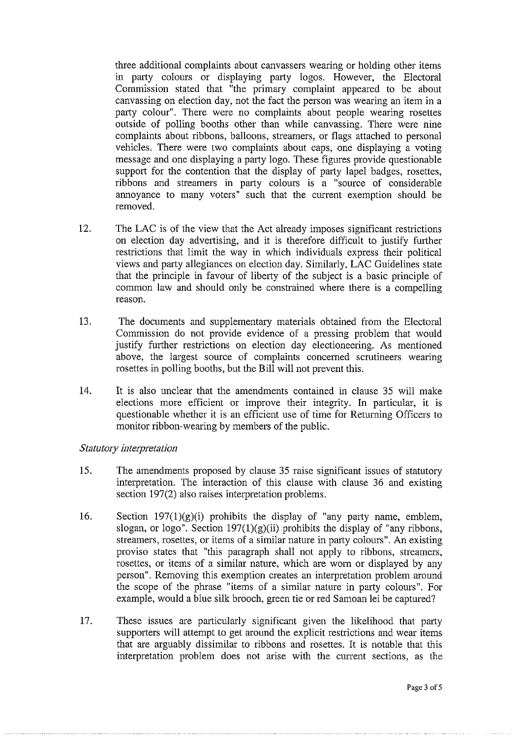three additional complaints about canvassers wearing or holding other items in party colours or displaying party logos. However, the Electoral Commission stated that "the primary complaint appeared to be about canvassing on election day, not the fact the person was wearing an item in a party colour". There were no complaints about people wearing rosettes outside of polling booths other than while canvassing. There were nine complaints about ribbons, balloons, streamers, or flags attached to personal vehicles. There were two complaints about caps, one displaying a voting message and one displaying a party logo. These figures provide questionable support for the contention that the display of party lapel badges, rosettes, ribbons and streamers in party colours is a "source of considerable annoyance to many voters" such that the current exemption should be removed.

12. The LAC is of the view that the Act already imposes significant restrictions on election day advertising, and it is therefore difficult to justify further restrictions that limit the way in which individuals express their political views and party allegiances on election day. Similarly, LAC Guidelines state that the principle in favour of liberty of the subject is a basic principle of common law and should only be constrained where there is a compelling reason.

13. The documents and supplementary materials obtained from the Electoral Commission do not provide evidence of a pressing problem that would justify further restrictions on election day electioneering. As mentioned above, the largest source of complaints concerned scrutineers wearing rosettes in polling booths, but the Bill will not prevent this.

14. It is also unclear that the amendments contained in clause 35 will make elections more efficient or improve their integrity. In particular, it is questionable whether it is an efficient use of time for Returning Officers to monitor ribbon-wearing by members of the public.

*Statutory interpretation*

15. The amendments proposed by clause 35 raise significant issues of statutory interpretation. The interaction of this clause with clause 36 and existing section 197(2) also raises interpretation problems.

16. Section 197(1)(g)(i) prohibits the display of "any party name, emblem, slogan, or logo". Section 197(1)(g)(ii) prohibits the display of "any ribbons, streamers, rosettes, or items of a similar nature in party colours". An existing proviso states that "this paragraph shall not apply to ribbons, streamers, rosettes, or items of a similar nature, which are worn or displayed by any person". Removing this exemption creates an interpretation problem around the scope of the phrase "items of a similar nature in party colours". For example, would a blue silk brooch, green tie or red Samoan lei be captured?

17. These issues are particularly significant given the likelihood that party supporters will attempt to get around the explicit restrictions and wear items that are arguably dissimilar to ribbons and rosettes. It is notable that this interpretation problem does not arise with the current sections, as the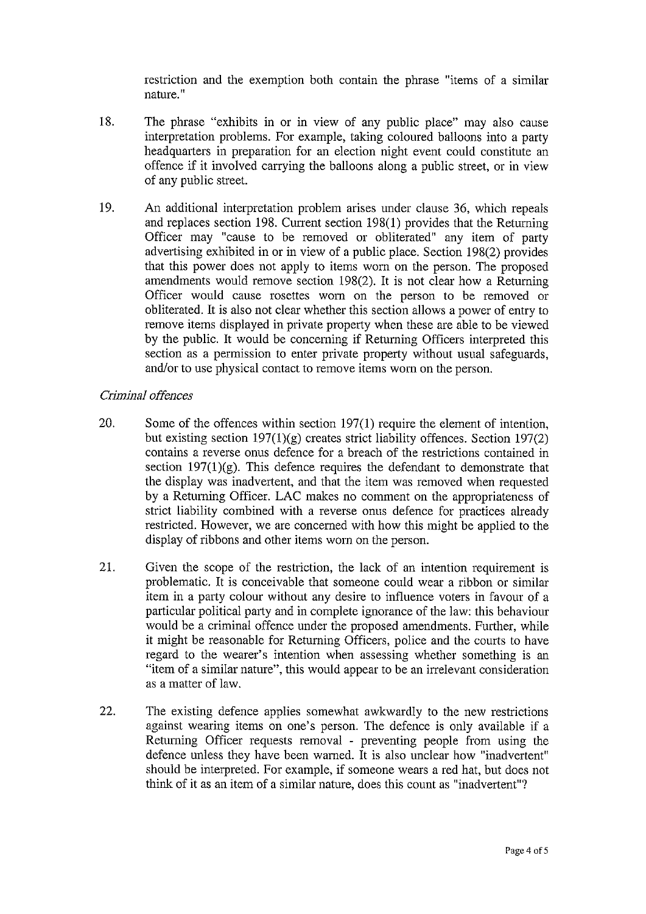restriction and the exemption both contain the phrase "items of a similar nature."

18. The phrase "exhibits in or in view of any public place" may also cause interpretation problems. For example, taking coloured balloons into a party headquarters in preparation for an election night event could constitute an offence if it involved carrying the balloons along a public street, or in view of any public street.

19. An additional interpretation problem arises under clause 36, which repeals and replaces section 198. Current section 198(1) provides that the Returning Officer may "cause to be removed or obliterated" any item of party advertising exhibited in or in view of a public place. Section 198(2) provides that this power does not apply to items worn on the person. The proposed amendments would remove section 198(2). It is not clear how a Returning Officer would cause rosettes worn on the person to be removed or obliterated. It is also not clear whether this section allows a power of entry to remove items displayed in private property when these are able to be viewed by the public. It would be concerning if Returning Officers interpreted this section as a permission to enter private property without usual safeguards, and/or to use physical contact to remove items worn on the person.

*Criminal offences*

20. Some of the offences within section 197(1) require the element of intention, but existing section 197(1)(g) creates strict liability offences. Section 197(2) contains a reverse onus defence for a breach of the restrictions contained in section 197(1)(g). This defence requires the defendant to demonstrate that the display was inadvertent, and that the item was removed when requested by a Returning Officer. LAC makes no comment on the appropriateness of strict liability combined with a reverse onus defence for practices already restricted. However, we are concerned with how this might be applied to the display of ribbons and other items worn on the person.

21. Given the scope of the restriction, the lack of an intention requirement is problematic. It is conceivable that someone could wear a ribbon or similar item in a party colour without any desire to influence voters in favour of a particular political party and in complete ignorance of the law: this behaviour would be a criminal offence under the proposed amendments. Further, while it might be reasonable for Returning Officers, police and the courts to have regard to the wearer's intention when assessing whether something is an "item of a similar nature", this would appear to be an irrelevant consideration as a matter of law.

22. The existing defence applies somewhat awkwardly to the new restrictions against wearing items on one's person. The defence is only available if a Returning Officer requests removal - preventing people from using the defence unless they have been warned. It is also unclear how "inadvertent" should be interpreted. For example, if someone wears a red hat, but does not think of it as an item of a similar nature, does this count as "inadvertent"?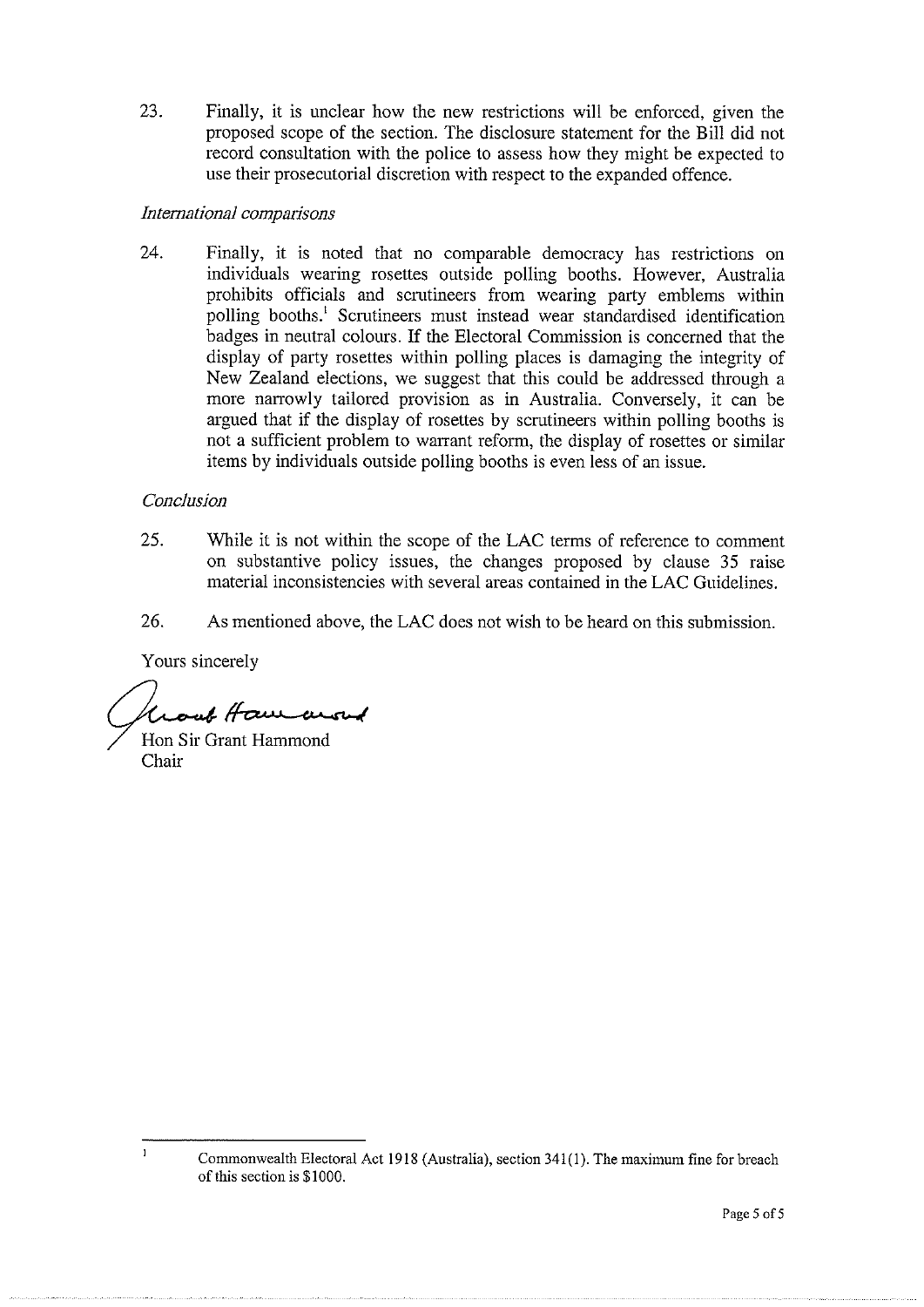23. Finally, it is unclear how the new restrictions will be enforced, given the proposed scope of the section. The disclosure statement for the Bill did not record consultation with the police to assess how they might be expected to use their prosecutorial discretion with respect to the expanded offence.

*International comparisons*

24. Finally, it is noted that no comparable democracy has restrictions on individuals wearing rosettes outside polling booths. However, Australia prohibits officials and scrutineers from wearing party emblems within polling booths.[1] Scrutineers must instead wear standardised identification badges in neutral colours. If the Electoral Commission is concerned that the display of party rosettes within polling places is damaging the integrity of New Zealand elections, we suggest that this could be addressed through a more narrowly tailored provision as in Australia. Conversely, it can be argued that if the display of rosettes by scrutineers within polling booths is not a sufficient problem to warrant reform, the display of rosettes or similar items by individuals outside polling booths is even less of an issue.

*Conclusion*

25. While it is not within the scope of the LAC terms of reference to comment on substantive policy issues, the changes proposed by clause 35 raise material inconsistencies with several areas contained in the LAC Guidelines.

26. As mentioned above, the LAC does not wish to be heard on this submission.

Yours sincerely

Hon Sir Grant Hammond
Chair

---

[1] Commonwealth Electoral Act 1918 (Australia), section 341(1). The maximum fine for breach of this section is $1000.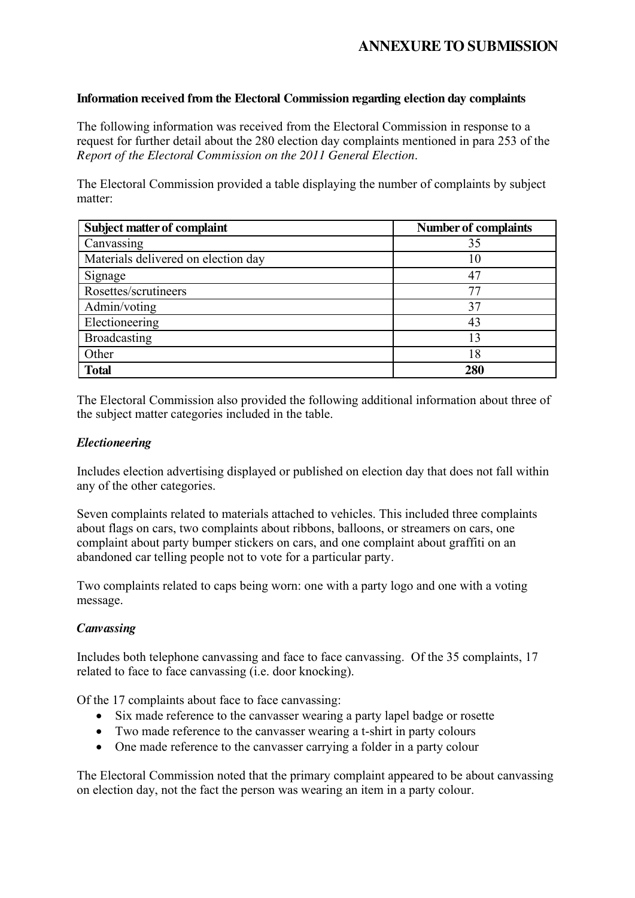# ANNEXURE TO SUBMISSION

**Information received from the Electoral Commission regarding election day complaints**

The following information was received from the Electoral Commission in response to a request for further detail about the 280 election day complaints mentioned in para 253 of the *Report of the Electoral Commission on the 2011 General Election*.

The Electoral Commission provided a table displaying the number of complaints by subject matter:

| Subject matter of complaint | Number of complaints |
|---|---|
| Canvassing | 35 |
| Materials delivered on election day | 10 |
| Signage | 47 |
| Rosettes/scrutineers | 77 |
| Admin/voting | 37 |
| Electioneering | 43 |
| Broadcasting | 13 |
| Other | 18 |
| **Total** | **280** |

The Electoral Commission also provided the following additional information about three of the subject matter categories included in the table.

***Electioneering***

Includes election advertising displayed or published on election day that does not fall within any of the other categories.

Seven complaints related to materials attached to vehicles. This included three complaints about flags on cars, two complaints about ribbons, balloons, or streamers on cars, one complaint about party bumper stickers on cars, and one complaint about graffiti on an abandoned car telling people not to vote for a particular party.

Two complaints related to caps being worn: one with a party logo and one with a voting message.

***Canvassing***

Includes both telephone canvassing and face to face canvassing. Of the 35 complaints, 17 related to face to face canvassing (i.e. door knocking).

Of the 17 complaints about face to face canvassing:

- Six made reference to the canvasser wearing a party lapel badge or rosette
- Two made reference to the canvasser wearing a t-shirt in party colours
- One made reference to the canvasser carrying a folder in a party colour

The Electoral Commission noted that the primary complaint appeared to be about canvassing on election day, not the fact the person was wearing an item in a party colour.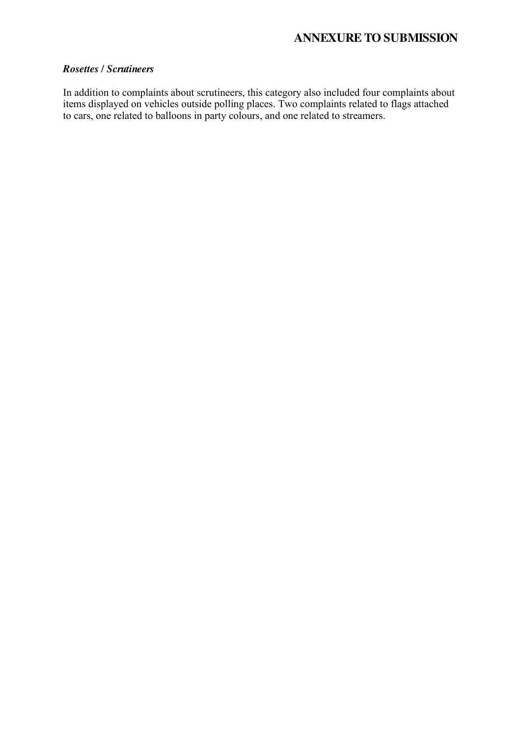***Rosettes / Scrutineers***

In addition to complaints about scrutineers, this category also included four complaints about items displayed on vehicles outside polling places. Two complaints related to flags attached to cars, one related to balloons in party colours, and one related to streamers.